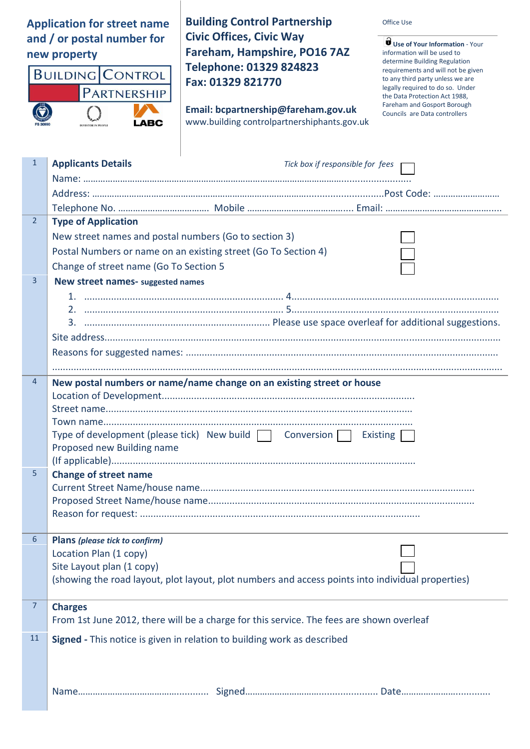# Application for street name and / or postal number for new property

BUILDING CONTROL PARTNERSHIP

**Building Control Partnership**
**Civic Offices, Civic Way**
**Fareham, Hampshire, PO16 7AZ**
**Telephone: 01329 824823**
**Fax: 01329 821770**

**Email: bcpartnership@fareham.gov.uk**
www.building controlpartnershiphants.gov.uk

Office Use

**Use of Your Information** - Your information will be used to determine Building Regulation requirements and will not be given to any third party unless we are legally required to do so. Under the Data Protection Act 1988, Fareham and Gosport Borough Councils are Data controllers

---

**1 Applicants Details** *Tick box if responsible for fees* ☐

Name: ……………………………………………………………………………………………………………………

Address: ……………………………………………………………………………………………………Post Code: ………………………

Telephone No. ……………………………… Mobile …………………………………… Email: …………………………………………

**2 Type of Application**

New street names and postal numbers (Go to section 3) ☐

Postal Numbers or name on an existing street (Go To Section 4) ☐

Change of street name (Go To Section 5 ☐

**3 New street names- suggested names**

1. ……………………………………………………………… 4. ………………………………………………………………
2. ……………………………………………………………… 5. ………………………………………………………………
3. ……………………………………………………………… Please use space overleaf for additional suggestions.

Site address……………………………………………………………………………………………………………………

Reasons for suggested names: ……………………………………………………………………………………………

……………………………………………………………………………………………………………………………………

**4 New postal numbers or name/name change on an existing street or house**

Location of Development……………………………………………………………………………

Street name………………………………………………………………………………………………

Town name………………………………………………………………………………………………

Type of development (please tick) New build ☐ Conversion ☐ Existing ☐

Proposed new Building name
(If applicable)……………………………………………………………………………………………

**5 Change of street name**

Current Street Name/house name……………………………………………………………………………

Proposed Street Name/house name…………………………………………………………………………

Reason for request: ……………………………………………………………………………………

**6 Plans** *(please tick to confirm)*

Location Plan (1 copy) ☐

Site Layout plan (1 copy) ☐

(showing the road layout, plot layout, plot numbers and access points into individual properties)

**7 Charges**

From 1st June 2012, there will be a charge for this service. The fees are shown overleaf

**11 Signed -** This notice is given in relation to building work as described

Name…………………………………………… Signed…………………………………………… Date……………………………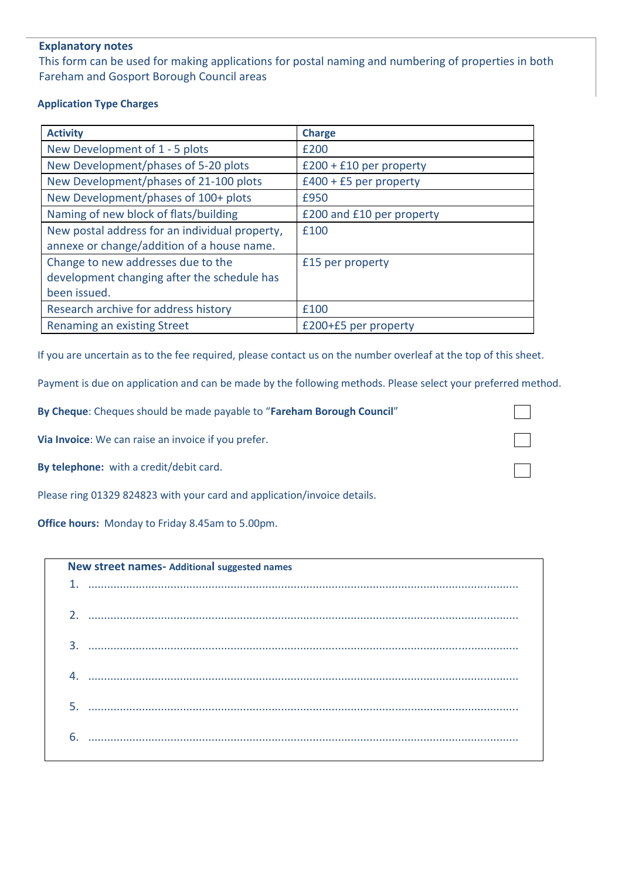**Explanatory notes**

This form can be used for making applications for postal naming and numbering of properties in both Fareham and Gosport Borough Council areas

**Application Type Charges**

| Activity | Charge |
|---|---|
| New Development of 1 - 5 plots | £200 |
| New Development/phases of 5-20 plots | £200 + £10 per property |
| New Development/phases of 21-100 plots | £400 + £5 per property |
| New Development/phases of 100+ plots | £950 |
| Naming of new block of flats/building | £200 and £10 per property |
| New postal address for an individual property, annexe or change/addition of a house name. | £100 |
| Change to new addresses due to the development changing after the schedule has been issued. | £15 per property |
| Research archive for address history | £100 |
| Renaming an existing Street | £200+£5 per property |

If you are uncertain as to the fee required, please contact us on the number overleaf at the top of this sheet.

Payment is due on application and can be made by the following methods. Please select your preferred method.

**By Cheque**: Cheques should be made payable to "**Fareham Borough Council**" ☐

**Via Invoice**: We can raise an invoice if you prefer. ☐

**By telephone:** with a credit/debit card. ☐

Please ring 01329 824823 with your card and application/invoice details.

**Office hours:** Monday to Friday 8.45am to 5.00pm.

**New street names- Additional suggested names**

1. ........................................................................................................................................
2. ........................................................................................................................................
3. ........................................................................................................................................
4. ........................................................................................................................................
5. ........................................................................................................................................
6. ........................................................................................................................................